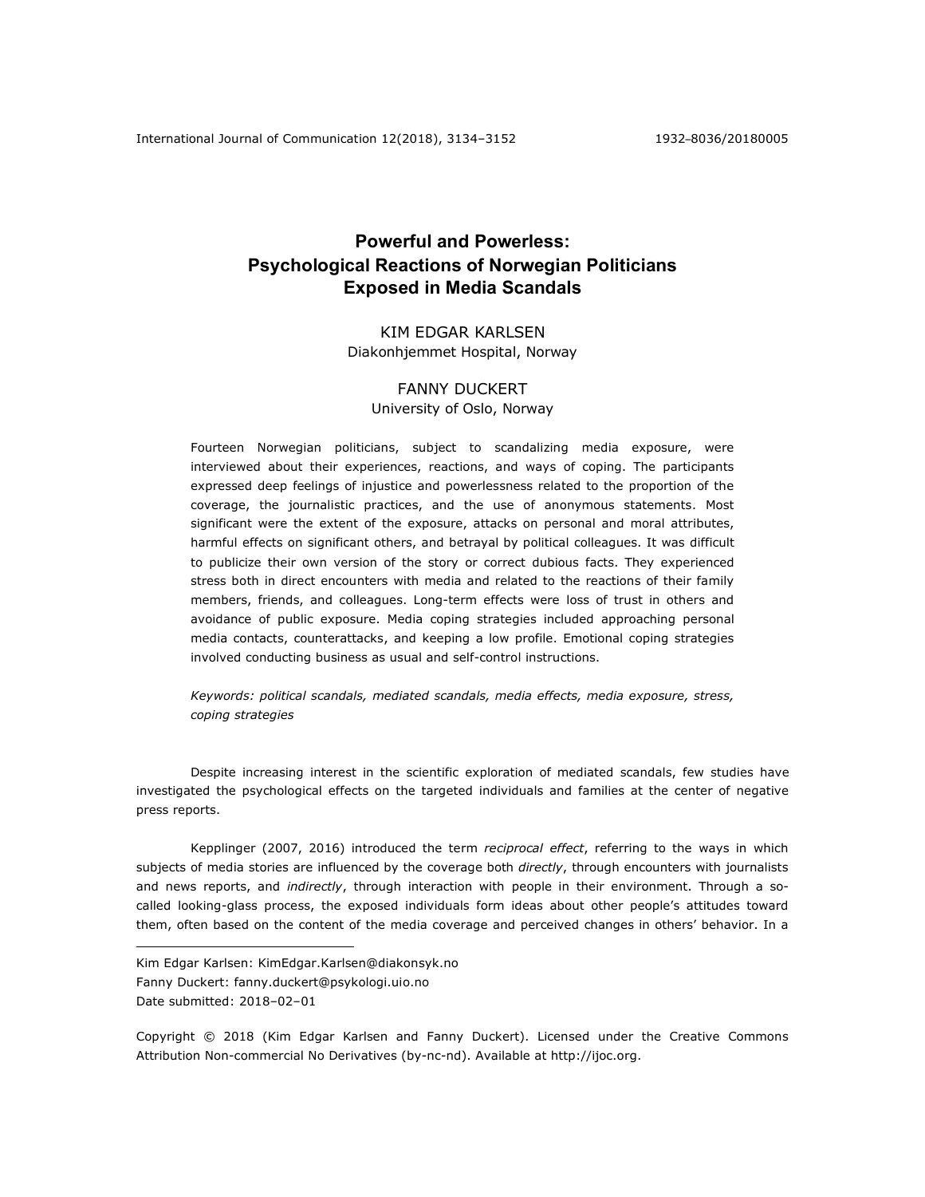# Powerful and Powerless: Psychological Reactions of Norwegian Politicians Exposed in Media Scandals

KIM EDGAR KARLSEN
Diakonhjemmet Hospital, Norway

FANNY DUCKERT
University of Oslo, Norway

Fourteen Norwegian politicians, subject to scandalizing media exposure, were interviewed about their experiences, reactions, and ways of coping. The participants expressed deep feelings of injustice and powerlessness related to the proportion of the coverage, the journalistic practices, and the use of anonymous statements. Most significant were the extent of the exposure, attacks on personal and moral attributes, harmful effects on significant others, and betrayal by political colleagues. It was difficult to publicize their own version of the story or correct dubious facts. They experienced stress both in direct encounters with media and related to the reactions of their family members, friends, and colleagues. Long-term effects were loss of trust in others and avoidance of public exposure. Media coping strategies included approaching personal media contacts, counterattacks, and keeping a low profile. Emotional coping strategies involved conducting business as usual and self-control instructions.

*Keywords: political scandals, mediated scandals, media effects, media exposure, stress, coping strategies*

Despite increasing interest in the scientific exploration of mediated scandals, few studies have investigated the psychological effects on the targeted individuals and families at the center of negative press reports.

Kepplinger (2007, 2016) introduced the term *reciprocal effect*, referring to the ways in which subjects of media stories are influenced by the coverage both *directly*, through encounters with journalists and news reports, and *indirectly*, through interaction with people in their environment. Through a so-called looking-glass process, the exposed individuals form ideas about other people's attitudes toward them, often based on the content of the media coverage and perceived changes in others' behavior. In a

---

Kim Edgar Karlsen: KimEdgar.Karlsen@diakonsyk.no
Fanny Duckert: fanny.duckert@psykologi.uio.no
Date submitted: 2018–02–01

Copyright © 2018 (Kim Edgar Karlsen and Fanny Duckert). Licensed under the Creative Commons Attribution Non-commercial No Derivatives (by-nc-nd). Available at http://ijoc.org.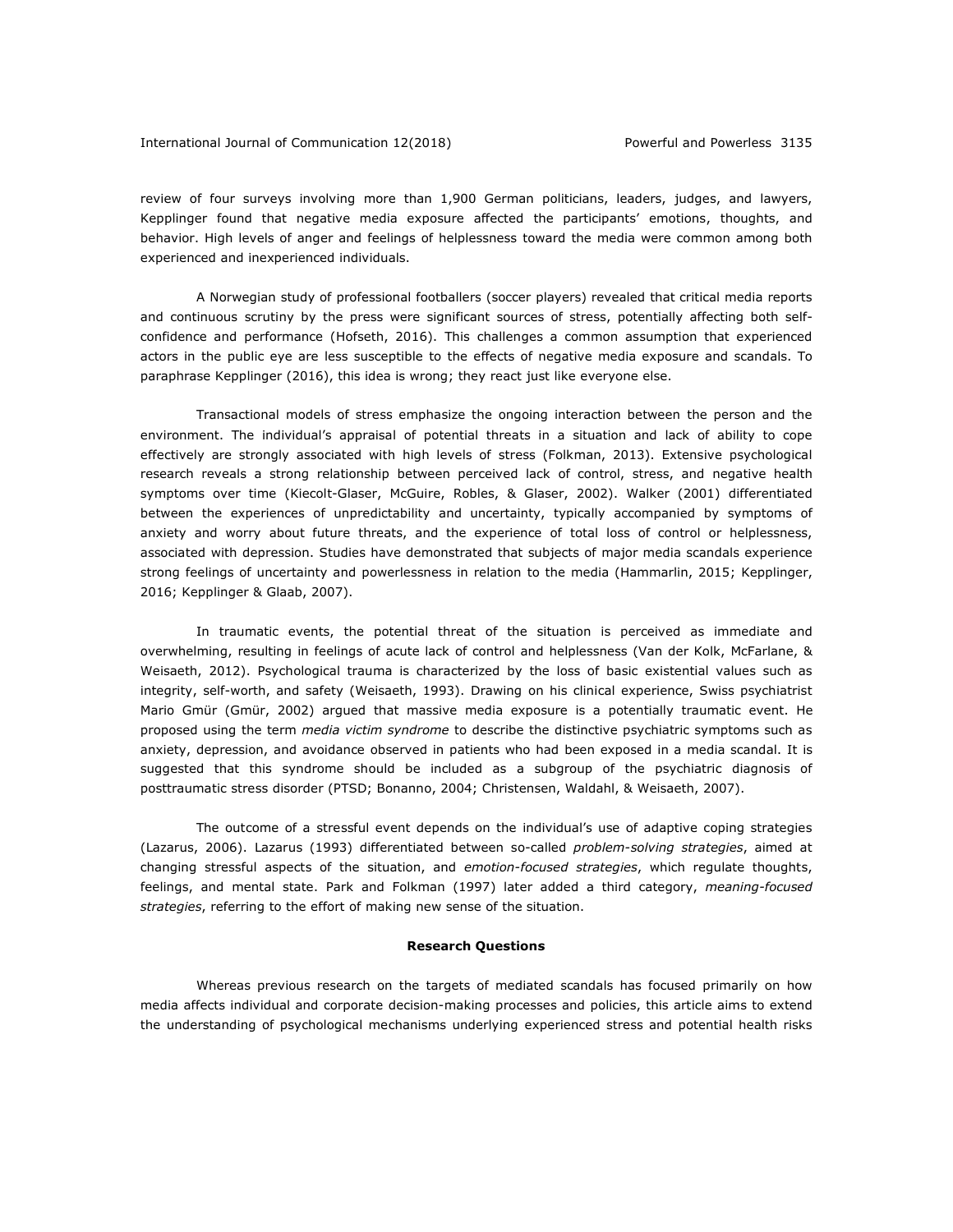review of four surveys involving more than 1,900 German politicians, leaders, judges, and lawyers, Kepplinger found that negative media exposure affected the participants' emotions, thoughts, and behavior. High levels of anger and feelings of helplessness toward the media were common among both experienced and inexperienced individuals.

A Norwegian study of professional footballers (soccer players) revealed that critical media reports and continuous scrutiny by the press were significant sources of stress, potentially affecting both self-confidence and performance (Hofseth, 2016). This challenges a common assumption that experienced actors in the public eye are less susceptible to the effects of negative media exposure and scandals. To paraphrase Kepplinger (2016), this idea is wrong; they react just like everyone else.

Transactional models of stress emphasize the ongoing interaction between the person and the environment. The individual's appraisal of potential threats in a situation and lack of ability to cope effectively are strongly associated with high levels of stress (Folkman, 2013). Extensive psychological research reveals a strong relationship between perceived lack of control, stress, and negative health symptoms over time (Kiecolt-Glaser, McGuire, Robles, & Glaser, 2002). Walker (2001) differentiated between the experiences of unpredictability and uncertainty, typically accompanied by symptoms of anxiety and worry about future threats, and the experience of total loss of control or helplessness, associated with depression. Studies have demonstrated that subjects of major media scandals experience strong feelings of uncertainty and powerlessness in relation to the media (Hammarlin, 2015; Kepplinger, 2016; Kepplinger & Glaab, 2007).

In traumatic events, the potential threat of the situation is perceived as immediate and overwhelming, resulting in feelings of acute lack of control and helplessness (Van der Kolk, McFarlane, & Weisaeth, 2012). Psychological trauma is characterized by the loss of basic existential values such as integrity, self-worth, and safety (Weisaeth, 1993). Drawing on his clinical experience, Swiss psychiatrist Mario Gmür (Gmür, 2002) argued that massive media exposure is a potentially traumatic event. He proposed using the term *media victim syndrome* to describe the distinctive psychiatric symptoms such as anxiety, depression, and avoidance observed in patients who had been exposed in a media scandal. It is suggested that this syndrome should be included as a subgroup of the psychiatric diagnosis of posttraumatic stress disorder (PTSD; Bonanno, 2004; Christensen, Waldahl, & Weisaeth, 2007).

The outcome of a stressful event depends on the individual's use of adaptive coping strategies (Lazarus, 2006). Lazarus (1993) differentiated between so-called *problem-solving strategies*, aimed at changing stressful aspects of the situation, and *emotion-focused strategies*, which regulate thoughts, feelings, and mental state. Park and Folkman (1997) later added a third category, *meaning-focused strategies*, referring to the effort of making new sense of the situation.

## Research Questions

Whereas previous research on the targets of mediated scandals has focused primarily on how media affects individual and corporate decision-making processes and policies, this article aims to extend the understanding of psychological mechanisms underlying experienced stress and potential health risks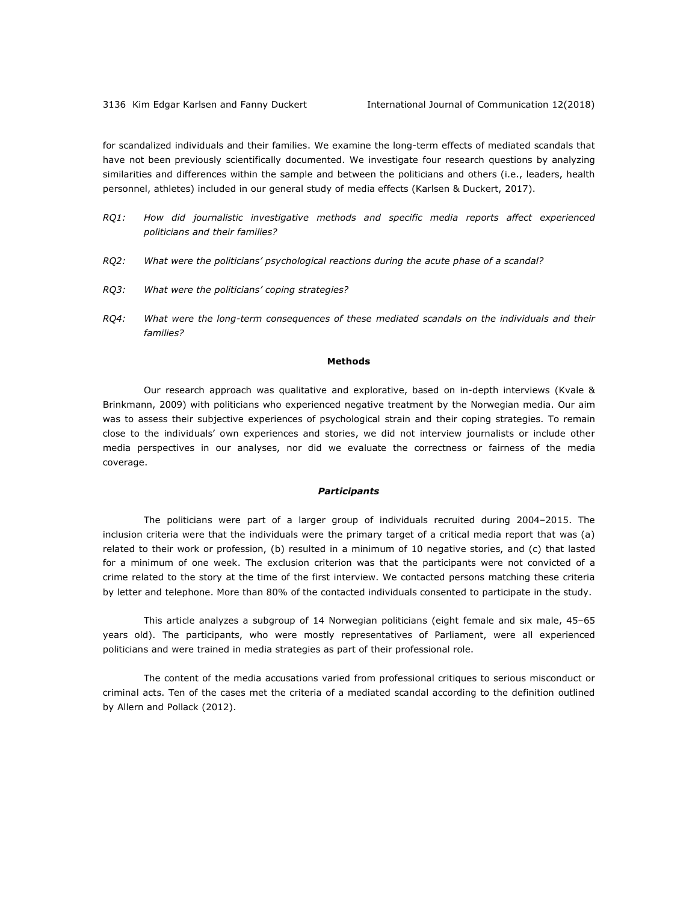for scandalized individuals and their families. We examine the long-term effects of mediated scandals that have not been previously scientifically documented. We investigate four research questions by analyzing similarities and differences within the sample and between the politicians and others (i.e., leaders, health personnel, athletes) included in our general study of media effects (Karlsen & Duckert, 2017).

*RQ1: How did journalistic investigative methods and specific media reports affect experienced politicians and their families?*

*RQ2: What were the politicians' psychological reactions during the acute phase of a scandal?*

*RQ3: What were the politicians' coping strategies?*

*RQ4: What were the long-term consequences of these mediated scandals on the individuals and their families?*

## Methods

Our research approach was qualitative and explorative, based on in-depth interviews (Kvale & Brinkmann, 2009) with politicians who experienced negative treatment by the Norwegian media. Our aim was to assess their subjective experiences of psychological strain and their coping strategies. To remain close to the individuals' own experiences and stories, we did not interview journalists or include other media perspectives in our analyses, nor did we evaluate the correctness or fairness of the media coverage.

### *Participants*

The politicians were part of a larger group of individuals recruited during 2004–2015. The inclusion criteria were that the individuals were the primary target of a critical media report that was (a) related to their work or profession, (b) resulted in a minimum of 10 negative stories, and (c) that lasted for a minimum of one week. The exclusion criterion was that the participants were not convicted of a crime related to the story at the time of the first interview. We contacted persons matching these criteria by letter and telephone. More than 80% of the contacted individuals consented to participate in the study.

This article analyzes a subgroup of 14 Norwegian politicians (eight female and six male, 45–65 years old). The participants, who were mostly representatives of Parliament, were all experienced politicians and were trained in media strategies as part of their professional role.

The content of the media accusations varied from professional critiques to serious misconduct or criminal acts. Ten of the cases met the criteria of a mediated scandal according to the definition outlined by Allern and Pollack (2012).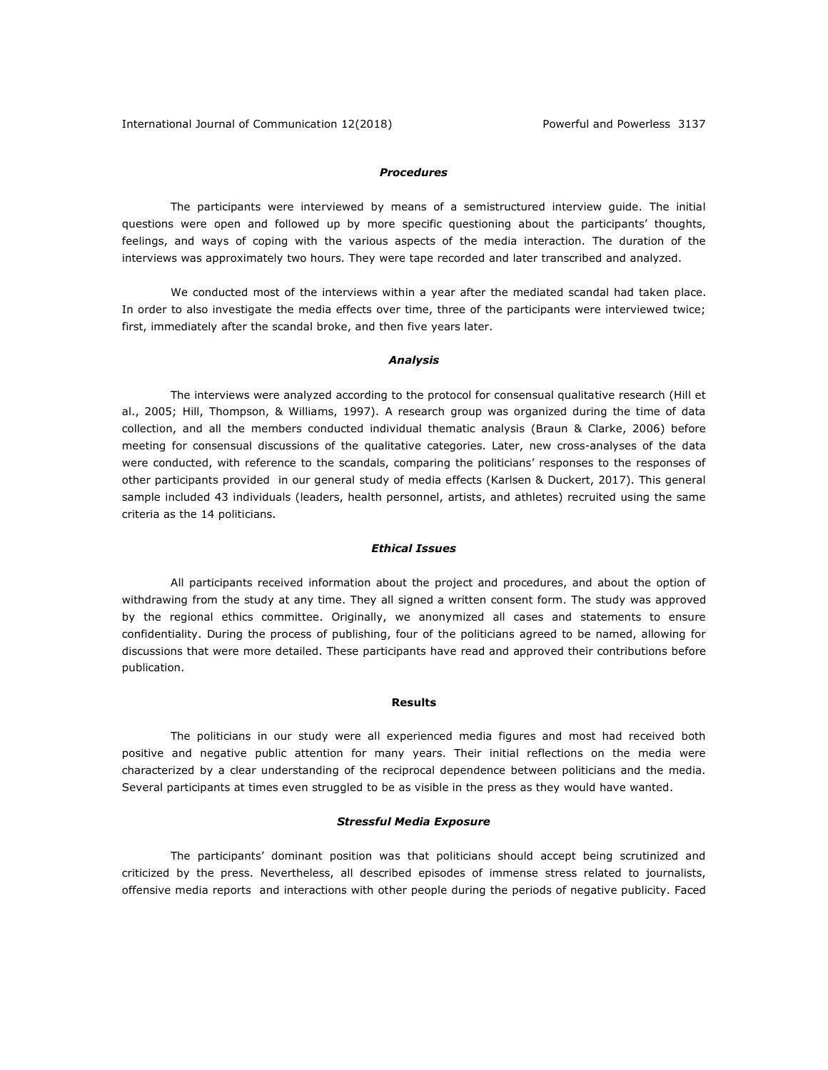### *Procedures*

The participants were interviewed by means of a semistructured interview guide. The initial questions were open and followed up by more specific questioning about the participants' thoughts, feelings, and ways of coping with the various aspects of the media interaction. The duration of the interviews was approximately two hours. They were tape recorded and later transcribed and analyzed.

We conducted most of the interviews within a year after the mediated scandal had taken place. In order to also investigate the media effects over time, three of the participants were interviewed twice; first, immediately after the scandal broke, and then five years later.

### *Analysis*

The interviews were analyzed according to the protocol for consensual qualitative research (Hill et al., 2005; Hill, Thompson, & Williams, 1997). A research group was organized during the time of data collection, and all the members conducted individual thematic analysis (Braun & Clarke, 2006) before meeting for consensual discussions of the qualitative categories. Later, new cross-analyses of the data were conducted, with reference to the scandals, comparing the politicians' responses to the responses of other participants provided in our general study of media effects (Karlsen & Duckert, 2017). This general sample included 43 individuals (leaders, health personnel, artists, and athletes) recruited using the same criteria as the 14 politicians.

### *Ethical Issues*

All participants received information about the project and procedures, and about the option of withdrawing from the study at any time. They all signed a written consent form. The study was approved by the regional ethics committee. Originally, we anonymized all cases and statements to ensure confidentiality. During the process of publishing, four of the politicians agreed to be named, allowing for discussions that were more detailed. These participants have read and approved their contributions before publication.

## Results

The politicians in our study were all experienced media figures and most had received both positive and negative public attention for many years. Their initial reflections on the media were characterized by a clear understanding of the reciprocal dependence between politicians and the media. Several participants at times even struggled to be as visible in the press as they would have wanted.

### *Stressful Media Exposure*

The participants' dominant position was that politicians should accept being scrutinized and criticized by the press. Nevertheless, all described episodes of immense stress related to journalists, offensive media reports and interactions with other people during the periods of negative publicity. Faced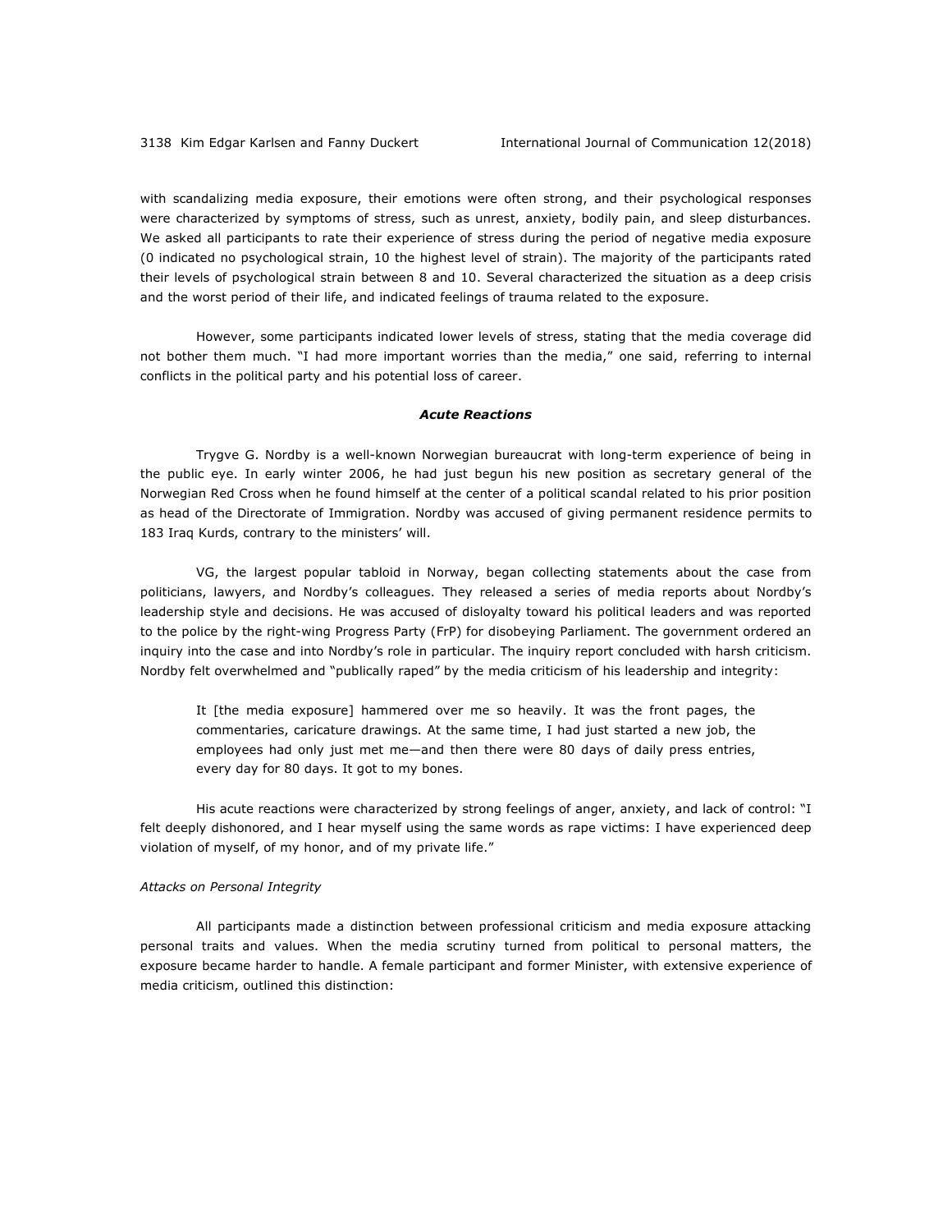with scandalizing media exposure, their emotions were often strong, and their psychological responses were characterized by symptoms of stress, such as unrest, anxiety, bodily pain, and sleep disturbances. We asked all participants to rate their experience of stress during the period of negative media exposure (0 indicated no psychological strain, 10 the highest level of strain). The majority of the participants rated their levels of psychological strain between 8 and 10. Several characterized the situation as a deep crisis and the worst period of their life, and indicated feelings of trauma related to the exposure.

However, some participants indicated lower levels of stress, stating that the media coverage did not bother them much. "I had more important worries than the media," one said, referring to internal conflicts in the political party and his potential loss of career.

### *Acute Reactions*

Trygve G. Nordby is a well-known Norwegian bureaucrat with long-term experience of being in the public eye. In early winter 2006, he had just begun his new position as secretary general of the Norwegian Red Cross when he found himself at the center of a political scandal related to his prior position as head of the Directorate of Immigration. Nordby was accused of giving permanent residence permits to 183 Iraq Kurds, contrary to the ministers' will.

VG, the largest popular tabloid in Norway, began collecting statements about the case from politicians, lawyers, and Nordby's colleagues. They released a series of media reports about Nordby's leadership style and decisions. He was accused of disloyalty toward his political leaders and was reported to the police by the right-wing Progress Party (FrP) for disobeying Parliament. The government ordered an inquiry into the case and into Nordby's role in particular. The inquiry report concluded with harsh criticism. Nordby felt overwhelmed and "publically raped" by the media criticism of his leadership and integrity:

> It [the media exposure] hammered over me so heavily. It was the front pages, the commentaries, caricature drawings. At the same time, I had just started a new job, the employees had only just met me—and then there were 80 days of daily press entries, every day for 80 days. It got to my bones.

His acute reactions were characterized by strong feelings of anger, anxiety, and lack of control: "I felt deeply dishonored, and I hear myself using the same words as rape victims: I have experienced deep violation of myself, of my honor, and of my private life."

#### *Attacks on Personal Integrity*

All participants made a distinction between professional criticism and media exposure attacking personal traits and values. When the media scrutiny turned from political to personal matters, the exposure became harder to handle. A female participant and former Minister, with extensive experience of media criticism, outlined this distinction: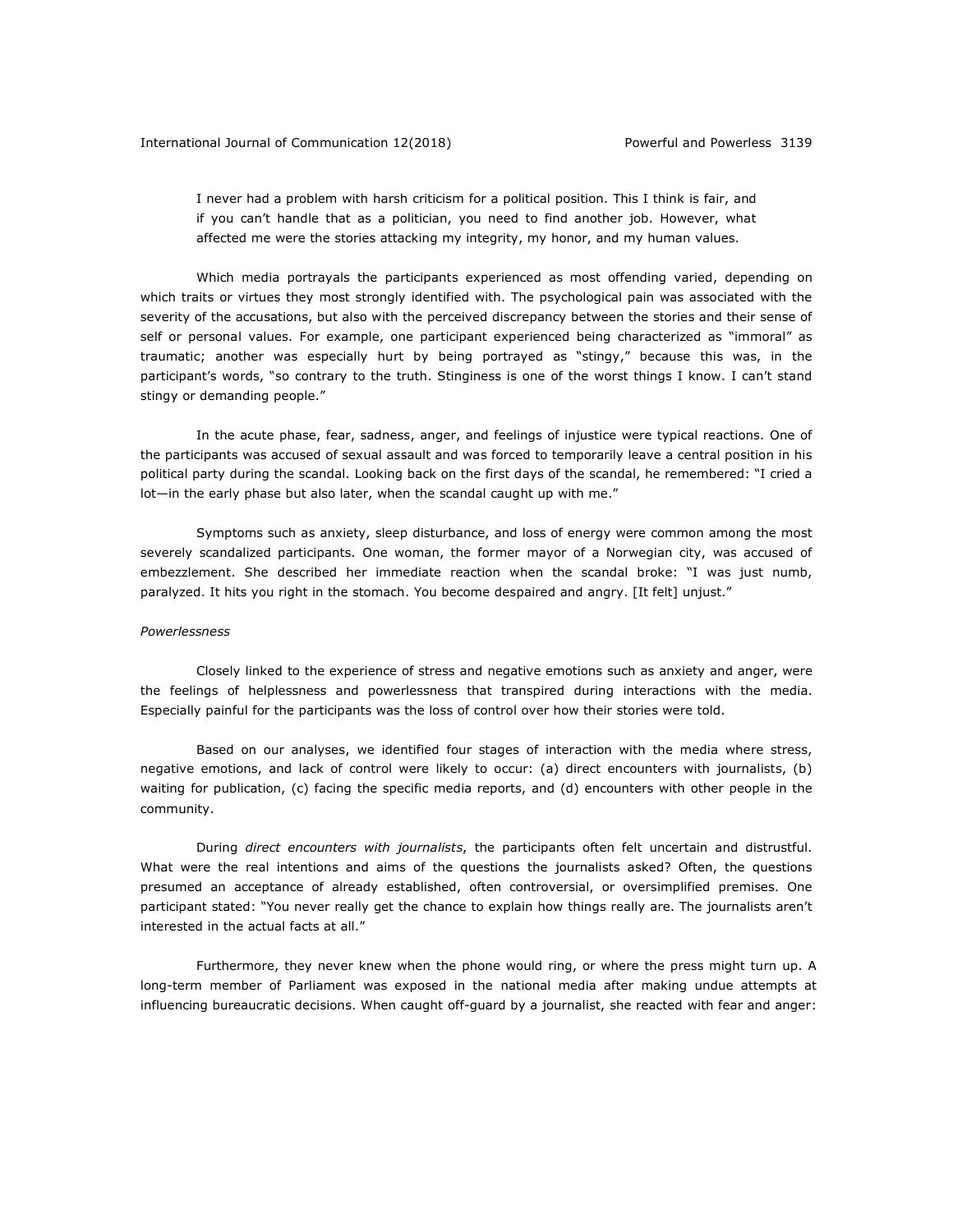> I never had a problem with harsh criticism for a political position. This I think is fair, and if you can't handle that as a politician, you need to find another job. However, what affected me were the stories attacking my integrity, my honor, and my human values.

Which media portrayals the participants experienced as most offending varied, depending on which traits or virtues they most strongly identified with. The psychological pain was associated with the severity of the accusations, but also with the perceived discrepancy between the stories and their sense of self or personal values. For example, one participant experienced being characterized as "immoral" as traumatic; another was especially hurt by being portrayed as "stingy," because this was, in the participant's words, "so contrary to the truth. Stinginess is one of the worst things I know. I can't stand stingy or demanding people."

In the acute phase, fear, sadness, anger, and feelings of injustice were typical reactions. One of the participants was accused of sexual assault and was forced to temporarily leave a central position in his political party during the scandal. Looking back on the first days of the scandal, he remembered: "I cried a lot—in the early phase but also later, when the scandal caught up with me."

Symptoms such as anxiety, sleep disturbance, and loss of energy were common among the most severely scandalized participants. One woman, the former mayor of a Norwegian city, was accused of embezzlement. She described her immediate reaction when the scandal broke: "I was just numb, paralyzed. It hits you right in the stomach. You become despaired and angry. [It felt] unjust."

*Powerlessness*

Closely linked to the experience of stress and negative emotions such as anxiety and anger, were the feelings of helplessness and powerlessness that transpired during interactions with the media. Especially painful for the participants was the loss of control over how their stories were told.

Based on our analyses, we identified four stages of interaction with the media where stress, negative emotions, and lack of control were likely to occur: (a) direct encounters with journalists, (b) waiting for publication, (c) facing the specific media reports, and (d) encounters with other people in the community.

During *direct encounters with journalists*, the participants often felt uncertain and distrustful. What were the real intentions and aims of the questions the journalists asked? Often, the questions presumed an acceptance of already established, often controversial, or oversimplified premises. One participant stated: "You never really get the chance to explain how things really are. The journalists aren't interested in the actual facts at all."

Furthermore, they never knew when the phone would ring, or where the press might turn up. A long-term member of Parliament was exposed in the national media after making undue attempts at influencing bureaucratic decisions. When caught off-guard by a journalist, she reacted with fear and anger: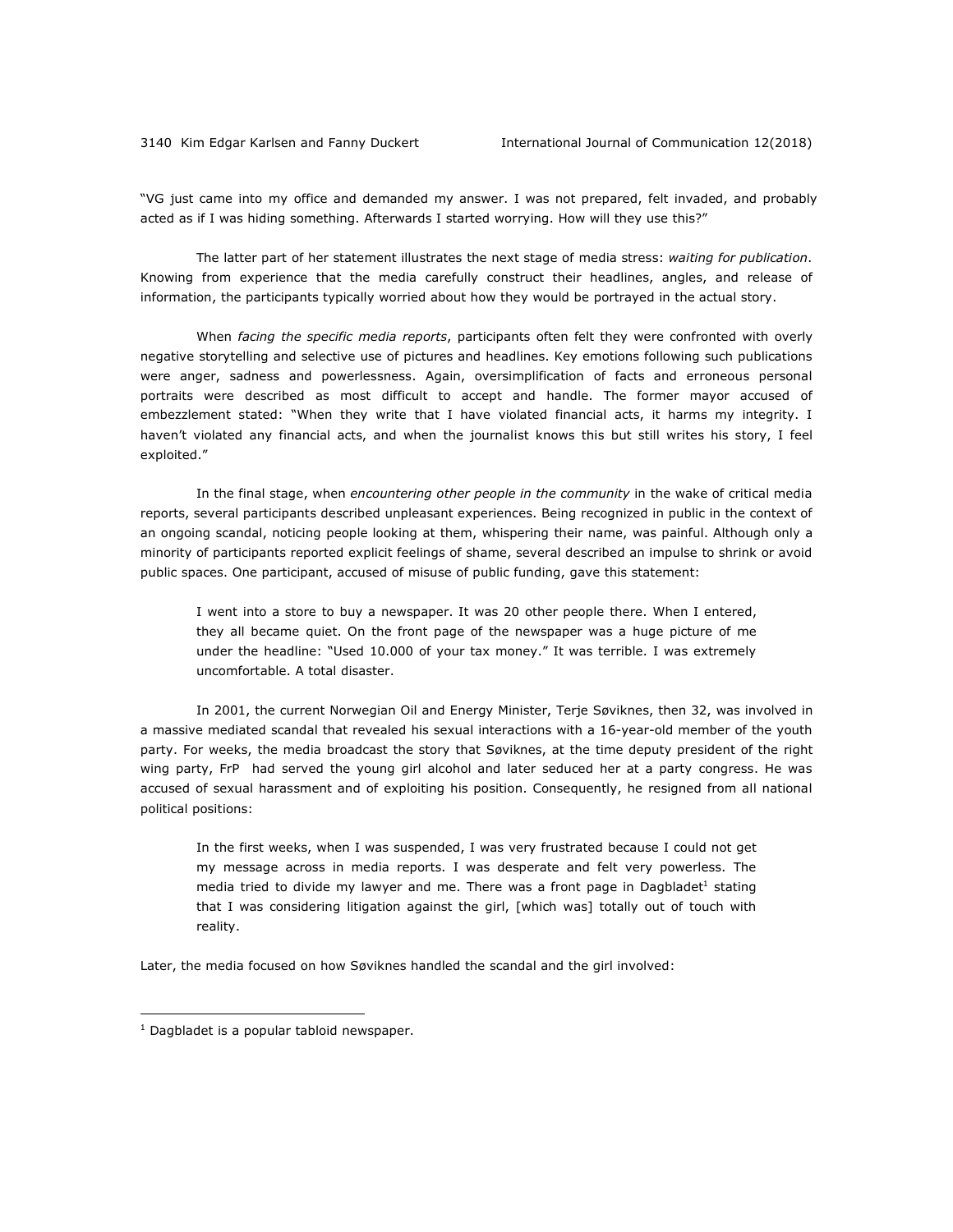"VG just came into my office and demanded my answer. I was not prepared, felt invaded, and probably acted as if I was hiding something. Afterwards I started worrying. How will they use this?"

The latter part of her statement illustrates the next stage of media stress: *waiting for publication*. Knowing from experience that the media carefully construct their headlines, angles, and release of information, the participants typically worried about how they would be portrayed in the actual story.

When *facing the specific media reports*, participants often felt they were confronted with overly negative storytelling and selective use of pictures and headlines. Key emotions following such publications were anger, sadness and powerlessness. Again, oversimplification of facts and erroneous personal portraits were described as most difficult to accept and handle. The former mayor accused of embezzlement stated: "When they write that I have violated financial acts, it harms my integrity. I haven't violated any financial acts, and when the journalist knows this but still writes his story, I feel exploited."

In the final stage, when *encountering other people in the community* in the wake of critical media reports, several participants described unpleasant experiences. Being recognized in public in the context of an ongoing scandal, noticing people looking at them, whispering their name, was painful. Although only a minority of participants reported explicit feelings of shame, several described an impulse to shrink or avoid public spaces. One participant, accused of misuse of public funding, gave this statement:

> I went into a store to buy a newspaper. It was 20 other people there. When I entered, they all became quiet. On the front page of the newspaper was a huge picture of me under the headline: "Used 10.000 of your tax money." It was terrible. I was extremely uncomfortable. A total disaster.

In 2001, the current Norwegian Oil and Energy Minister, Terje Søviknes, then 32, was involved in a massive mediated scandal that revealed his sexual interactions with a 16-year-old member of the youth party. For weeks, the media broadcast the story that Søviknes, at the time deputy president of the right wing party, FrP had served the young girl alcohol and later seduced her at a party congress. He was accused of sexual harassment and of exploiting his position. Consequently, he resigned from all national political positions:

> In the first weeks, when I was suspended, I was very frustrated because I could not get my message across in media reports. I was desperate and felt very powerless. The media tried to divide my lawyer and me. There was a front page in Dagbladet[1] stating that I was considering litigation against the girl, [which was] totally out of touch with reality.

Later, the media focused on how Søviknes handled the scandal and the girl involved:

[1] Dagbladet is a popular tabloid newspaper.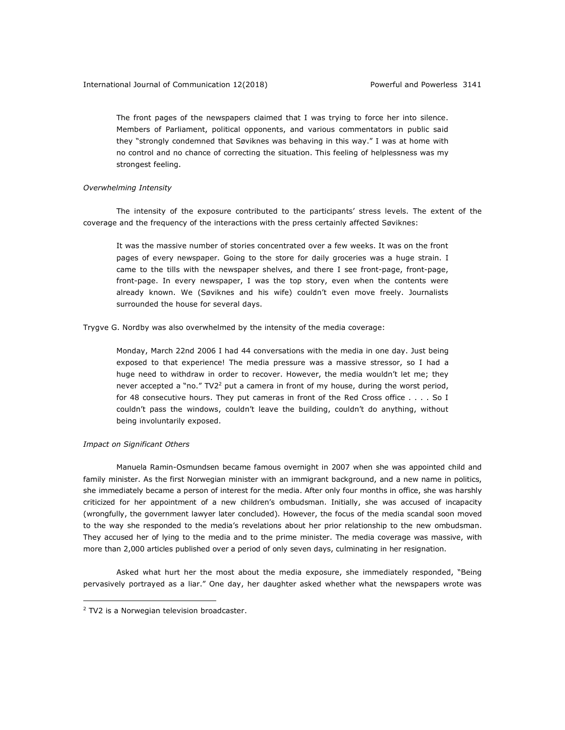> The front pages of the newspapers claimed that I was trying to force her into silence. Members of Parliament, political opponents, and various commentators in public said they "strongly condemned that Søviknes was behaving in this way." I was at home with no control and no chance of correcting the situation. This feeling of helplessness was my strongest feeling.

*Overwhelming Intensity*

The intensity of the exposure contributed to the participants' stress levels. The extent of the coverage and the frequency of the interactions with the press certainly affected Søviknes:

> It was the massive number of stories concentrated over a few weeks. It was on the front pages of every newspaper. Going to the store for daily groceries was a huge strain. I came to the tills with the newspaper shelves, and there I see front-page, front-page, front-page. In every newspaper, I was the top story, even when the contents were already known. We (Søviknes and his wife) couldn't even move freely. Journalists surrounded the house for several days.

Trygve G. Nordby was also overwhelmed by the intensity of the media coverage:

> Monday, March 22nd 2006 I had 44 conversations with the media in one day. Just being exposed to that experience! The media pressure was a massive stressor, so I had a huge need to withdraw in order to recover. However, the media wouldn't let me; they never accepted a "no." TV2[2] put a camera in front of my house, during the worst period, for 48 consecutive hours. They put cameras in front of the Red Cross office . . . . So I couldn't pass the windows, couldn't leave the building, couldn't do anything, without being involuntarily exposed.

*Impact on Significant Others*

Manuela Ramin-Osmundsen became famous overnight in 2007 when she was appointed child and family minister. As the first Norwegian minister with an immigrant background, and a new name in politics, she immediately became a person of interest for the media. After only four months in office, she was harshly criticized for her appointment of a new children's ombudsman. Initially, she was accused of incapacity (wrongfully, the government lawyer later concluded). However, the focus of the media scandal soon moved to the way she responded to the media's revelations about her prior relationship to the new ombudsman. They accused her of lying to the media and to the prime minister. The media coverage was massive, with more than 2,000 articles published over a period of only seven days, culminating in her resignation.

Asked what hurt her the most about the media exposure, she immediately responded, "Being pervasively portrayed as a liar." One day, her daughter asked whether what the newspapers wrote was

[2] TV2 is a Norwegian television broadcaster.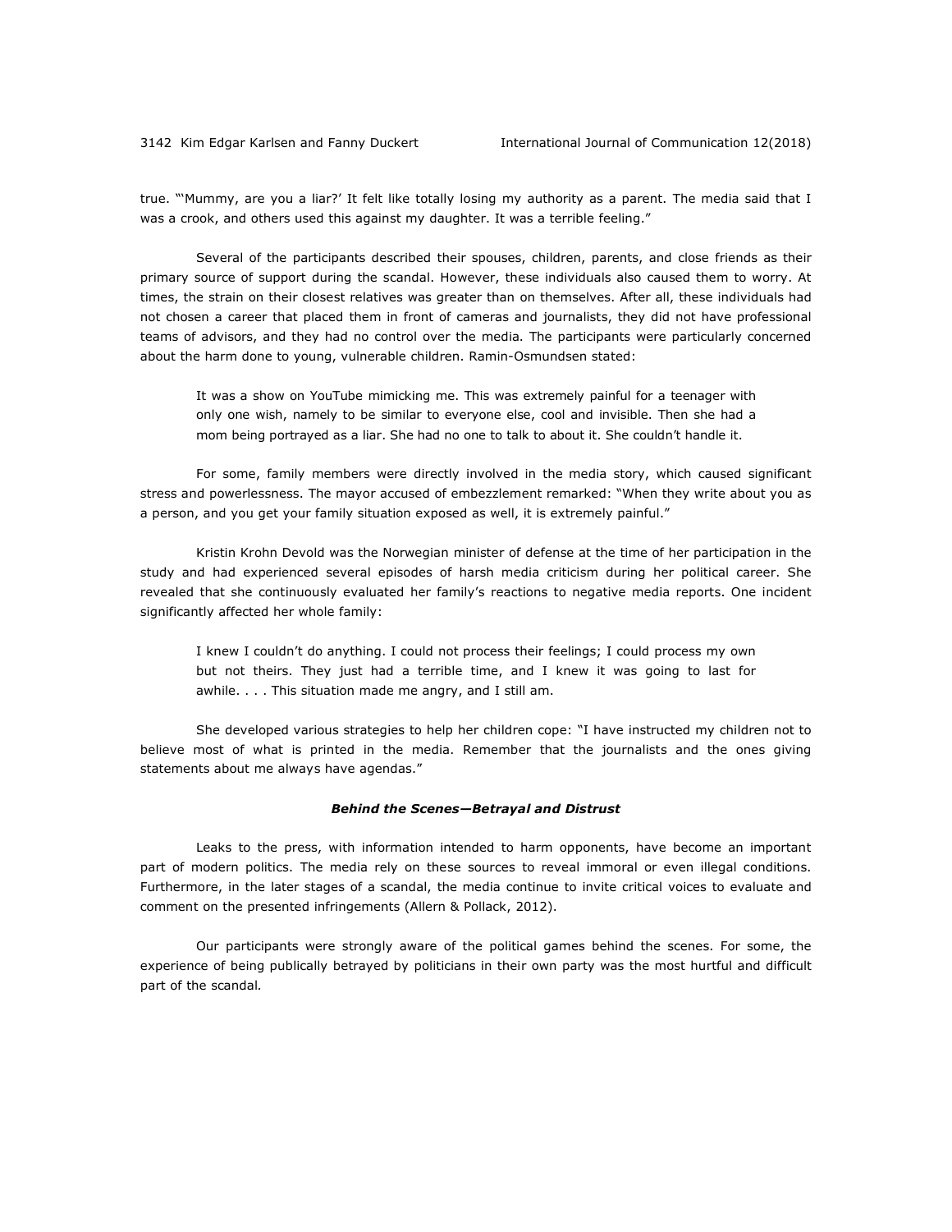true. "'Mummy, are you a liar?' It felt like totally losing my authority as a parent. The media said that I was a crook, and others used this against my daughter. It was a terrible feeling."

Several of the participants described their spouses, children, parents, and close friends as their primary source of support during the scandal. However, these individuals also caused them to worry. At times, the strain on their closest relatives was greater than on themselves. After all, these individuals had not chosen a career that placed them in front of cameras and journalists, they did not have professional teams of advisors, and they had no control over the media. The participants were particularly concerned about the harm done to young, vulnerable children. Ramin-Osmundsen stated:

> It was a show on YouTube mimicking me. This was extremely painful for a teenager with only one wish, namely to be similar to everyone else, cool and invisible. Then she had a mom being portrayed as a liar. She had no one to talk to about it. She couldn't handle it.

For some, family members were directly involved in the media story, which caused significant stress and powerlessness. The mayor accused of embezzlement remarked: "When they write about you as a person, and you get your family situation exposed as well, it is extremely painful."

Kristin Krohn Devold was the Norwegian minister of defense at the time of her participation in the study and had experienced several episodes of harsh media criticism during her political career. She revealed that she continuously evaluated her family's reactions to negative media reports. One incident significantly affected her whole family:

> I knew I couldn't do anything. I could not process their feelings; I could process my own but not theirs. They just had a terrible time, and I knew it was going to last for awhile. . . . This situation made me angry, and I still am.

She developed various strategies to help her children cope: "I have instructed my children not to believe most of what is printed in the media. Remember that the journalists and the ones giving statements about me always have agendas."

#### *Behind the Scenes—Betrayal and Distrust*

Leaks to the press, with information intended to harm opponents, have become an important part of modern politics. The media rely on these sources to reveal immoral or even illegal conditions. Furthermore, in the later stages of a scandal, the media continue to invite critical voices to evaluate and comment on the presented infringements (Allern & Pollack, 2012).

Our participants were strongly aware of the political games behind the scenes. For some, the experience of being publically betrayed by politicians in their own party was the most hurtful and difficult part of the scandal.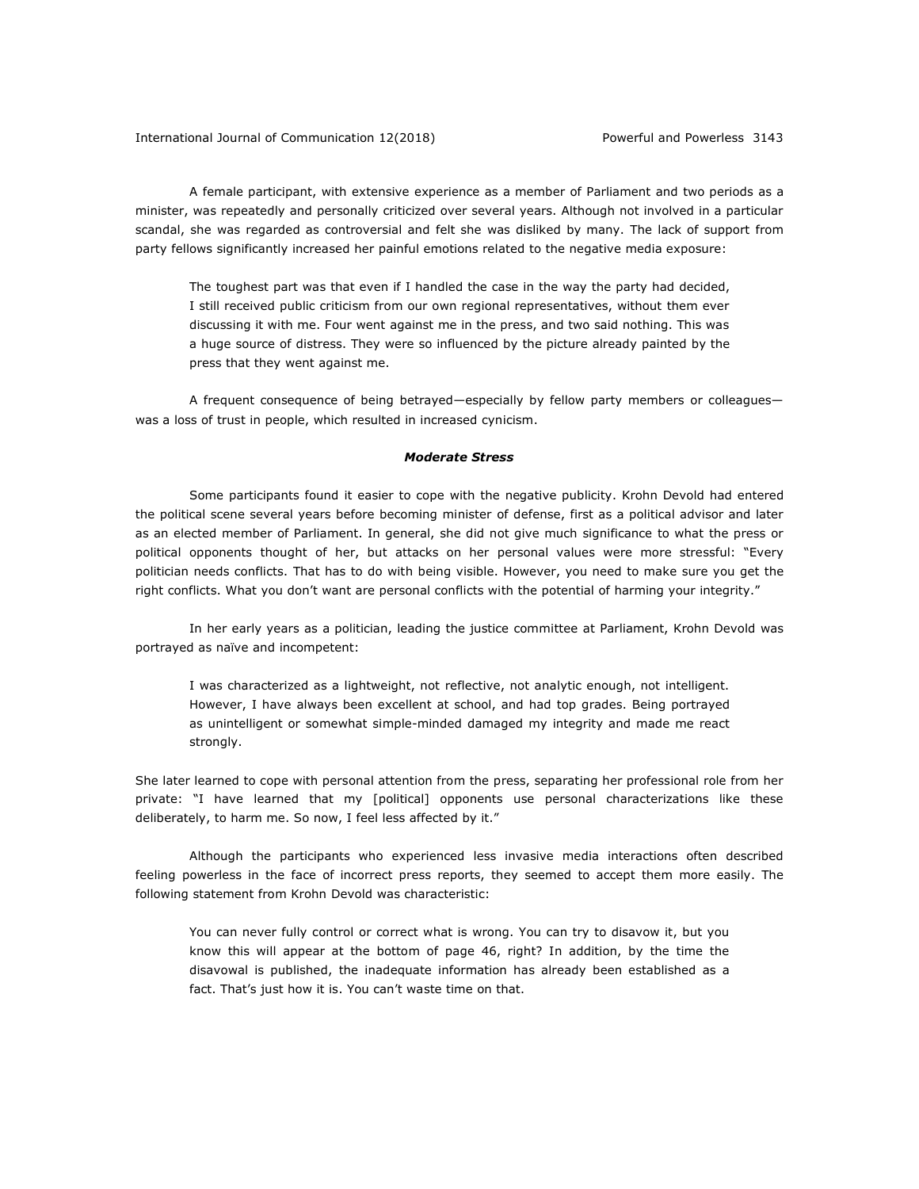A female participant, with extensive experience as a member of Parliament and two periods as a minister, was repeatedly and personally criticized over several years. Although not involved in a particular scandal, she was regarded as controversial and felt she was disliked by many. The lack of support from party fellows significantly increased her painful emotions related to the negative media exposure:

> The toughest part was that even if I handled the case in the way the party had decided, I still received public criticism from our own regional representatives, without them ever discussing it with me. Four went against me in the press, and two said nothing. This was a huge source of distress. They were so influenced by the picture already painted by the press that they went against me.

A frequent consequence of being betrayed—especially by fellow party members or colleagues—was a loss of trust in people, which resulted in increased cynicism.

### ***Moderate Stress***

Some participants found it easier to cope with the negative publicity. Krohn Devold had entered the political scene several years before becoming minister of defense, first as a political advisor and later as an elected member of Parliament. In general, she did not give much significance to what the press or political opponents thought of her, but attacks on her personal values were more stressful: "Every politician needs conflicts. That has to do with being visible. However, you need to make sure you get the right conflicts. What you don't want are personal conflicts with the potential of harming your integrity."

In her early years as a politician, leading the justice committee at Parliament, Krohn Devold was portrayed as naïve and incompetent:

> I was characterized as a lightweight, not reflective, not analytic enough, not intelligent. However, I have always been excellent at school, and had top grades. Being portrayed as unintelligent or somewhat simple-minded damaged my integrity and made me react strongly.

She later learned to cope with personal attention from the press, separating her professional role from her private: "I have learned that my [political] opponents use personal characterizations like these deliberately, to harm me. So now, I feel less affected by it."

Although the participants who experienced less invasive media interactions often described feeling powerless in the face of incorrect press reports, they seemed to accept them more easily. The following statement from Krohn Devold was characteristic:

> You can never fully control or correct what is wrong. You can try to disavow it, but you know this will appear at the bottom of page 46, right? In addition, by the time the disavowal is published, the inadequate information has already been established as a fact. That's just how it is. You can't waste time on that.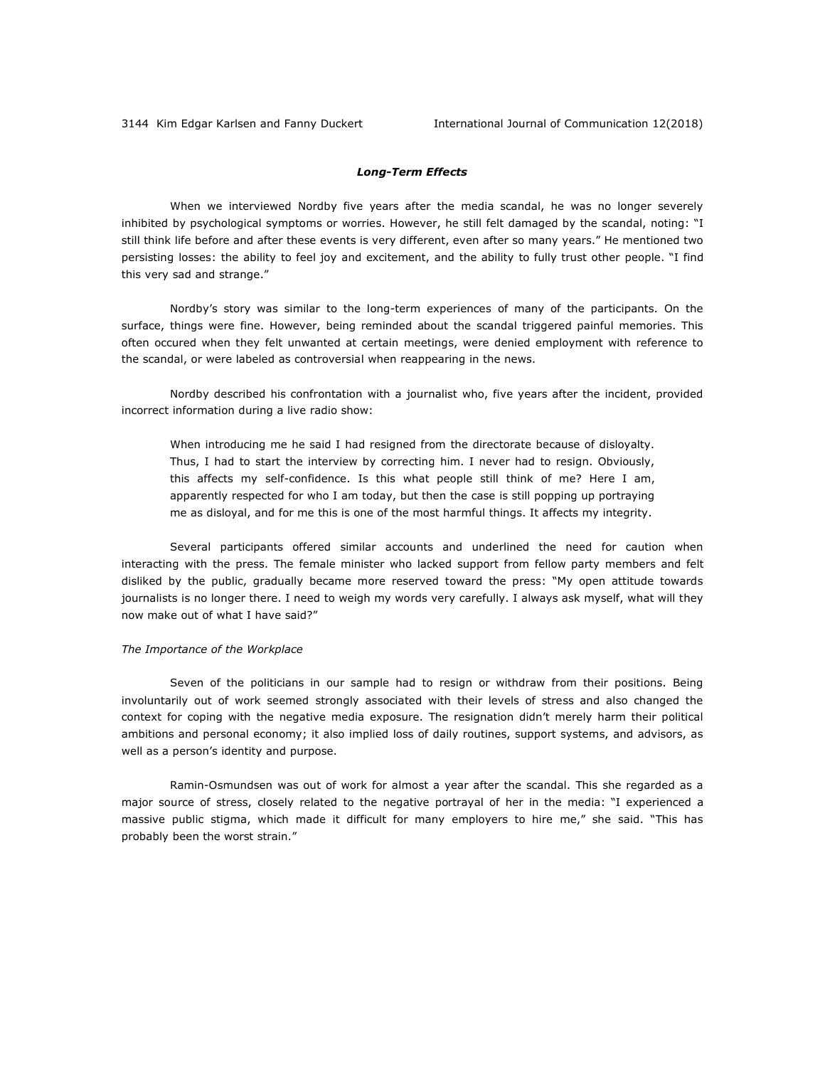### *Long-Term Effects*

When we interviewed Nordby five years after the media scandal, he was no longer severely inhibited by psychological symptoms or worries. However, he still felt damaged by the scandal, noting: "I still think life before and after these events is very different, even after so many years." He mentioned two persisting losses: the ability to feel joy and excitement, and the ability to fully trust other people. "I find this very sad and strange."

Nordby's story was similar to the long-term experiences of many of the participants. On the surface, things were fine. However, being reminded about the scandal triggered painful memories. This often occured when they felt unwanted at certain meetings, were denied employment with reference to the scandal, or were labeled as controversial when reappearing in the news.

Nordby described his confrontation with a journalist who, five years after the incident, provided incorrect information during a live radio show:

> When introducing me he said I had resigned from the directorate because of disloyalty. Thus, I had to start the interview by correcting him. I never had to resign. Obviously, this affects my self-confidence. Is this what people still think of me? Here I am, apparently respected for who I am today, but then the case is still popping up portraying me as disloyal, and for me this is one of the most harmful things. It affects my integrity.

Several participants offered similar accounts and underlined the need for caution when interacting with the press. The female minister who lacked support from fellow party members and felt disliked by the public, gradually became more reserved toward the press: "My open attitude towards journalists is no longer there. I need to weigh my words very carefully. I always ask myself, what will they now make out of what I have said?"

#### *The Importance of the Workplace*

Seven of the politicians in our sample had to resign or withdraw from their positions. Being involuntarily out of work seemed strongly associated with their levels of stress and also changed the context for coping with the negative media exposure. The resignation didn't merely harm their political ambitions and personal economy; it also implied loss of daily routines, support systems, and advisors, as well as a person's identity and purpose.

Ramin-Osmundsen was out of work for almost a year after the scandal. This she regarded as a major source of stress, closely related to the negative portrayal of her in the media: "I experienced a massive public stigma, which made it difficult for many employers to hire me," she said. "This has probably been the worst strain."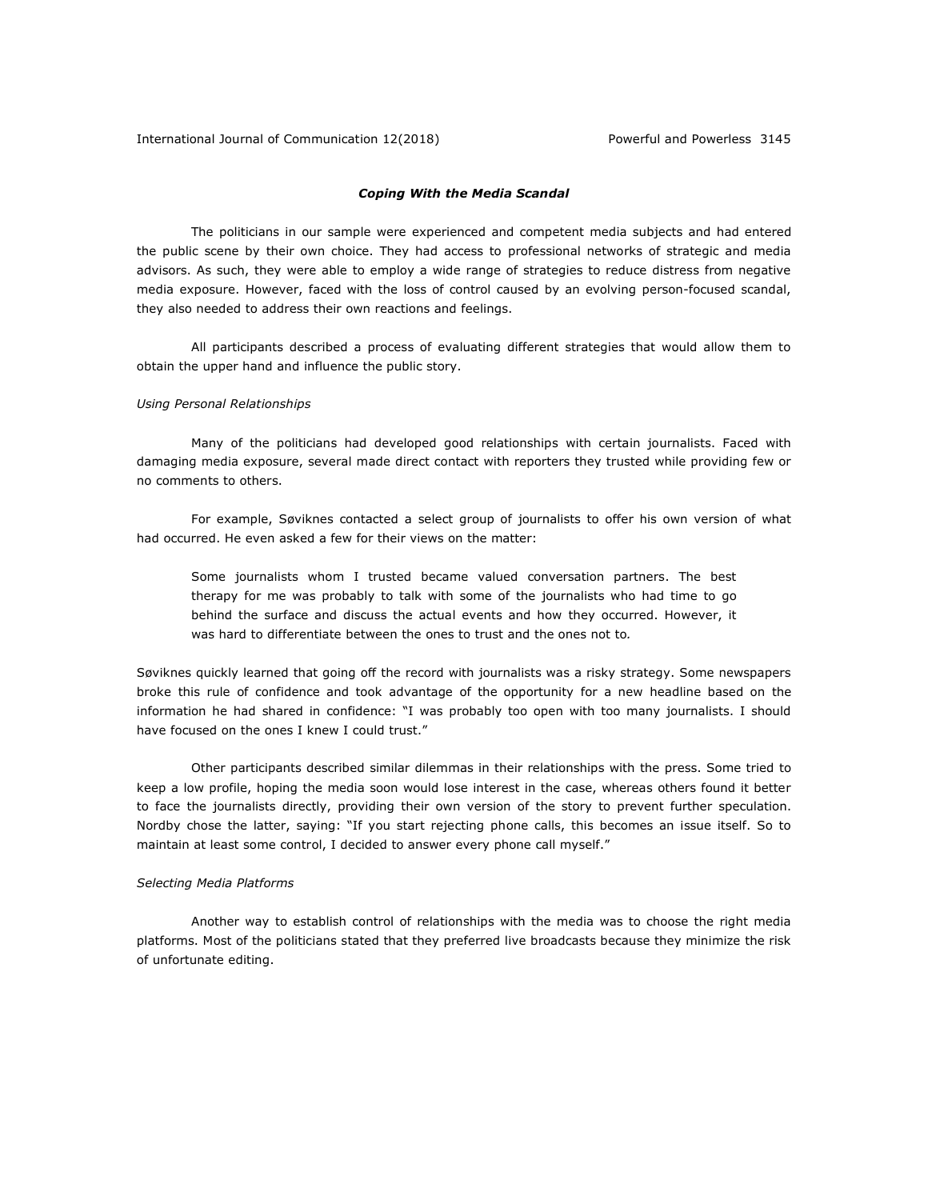### *Coping With the Media Scandal*

The politicians in our sample were experienced and competent media subjects and had entered the public scene by their own choice. They had access to professional networks of strategic and media advisors. As such, they were able to employ a wide range of strategies to reduce distress from negative media exposure. However, faced with the loss of control caused by an evolving person-focused scandal, they also needed to address their own reactions and feelings.

All participants described a process of evaluating different strategies that would allow them to obtain the upper hand and influence the public story.

#### *Using Personal Relationships*

Many of the politicians had developed good relationships with certain journalists. Faced with damaging media exposure, several made direct contact with reporters they trusted while providing few or no comments to others.

For example, Søviknes contacted a select group of journalists to offer his own version of what had occurred. He even asked a few for their views on the matter:

> Some journalists whom I trusted became valued conversation partners. The best therapy for me was probably to talk with some of the journalists who had time to go behind the surface and discuss the actual events and how they occurred. However, it was hard to differentiate between the ones to trust and the ones not to.

Søviknes quickly learned that going off the record with journalists was a risky strategy. Some newspapers broke this rule of confidence and took advantage of the opportunity for a new headline based on the information he had shared in confidence: "I was probably too open with too many journalists. I should have focused on the ones I knew I could trust."

Other participants described similar dilemmas in their relationships with the press. Some tried to keep a low profile, hoping the media soon would lose interest in the case, whereas others found it better to face the journalists directly, providing their own version of the story to prevent further speculation. Nordby chose the latter, saying: "If you start rejecting phone calls, this becomes an issue itself. So to maintain at least some control, I decided to answer every phone call myself."

#### *Selecting Media Platforms*

Another way to establish control of relationships with the media was to choose the right media platforms. Most of the politicians stated that they preferred live broadcasts because they minimize the risk of unfortunate editing.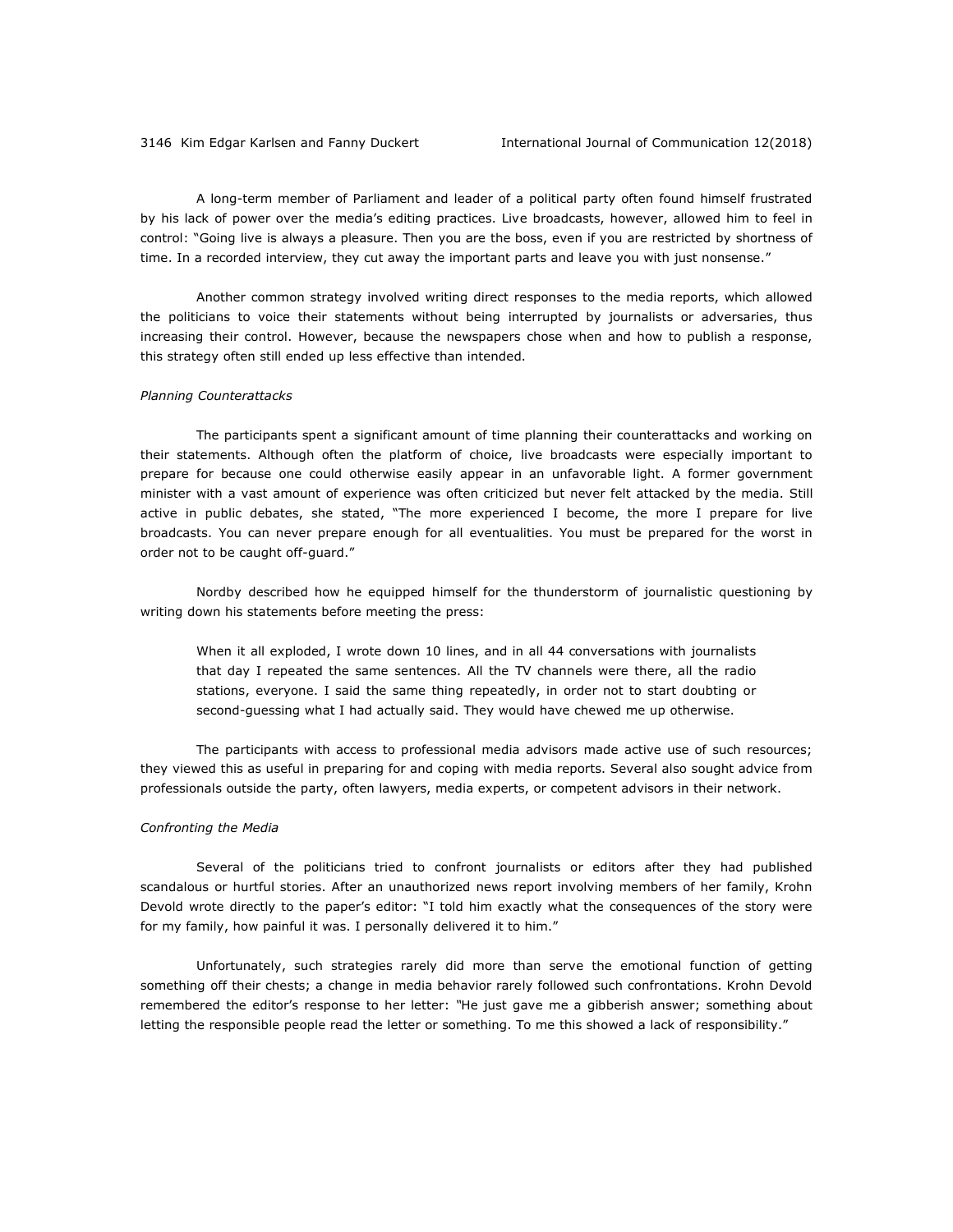A long-term member of Parliament and leader of a political party often found himself frustrated by his lack of power over the media's editing practices. Live broadcasts, however, allowed him to feel in control: "Going live is always a pleasure. Then you are the boss, even if you are restricted by shortness of time. In a recorded interview, they cut away the important parts and leave you with just nonsense."

Another common strategy involved writing direct responses to the media reports, which allowed the politicians to voice their statements without being interrupted by journalists or adversaries, thus increasing their control. However, because the newspapers chose when and how to publish a response, this strategy often still ended up less effective than intended.

*Planning Counterattacks*

The participants spent a significant amount of time planning their counterattacks and working on their statements. Although often the platform of choice, live broadcasts were especially important to prepare for because one could otherwise easily appear in an unfavorable light. A former government minister with a vast amount of experience was often criticized but never felt attacked by the media. Still active in public debates, she stated, "The more experienced I become, the more I prepare for live broadcasts. You can never prepare enough for all eventualities. You must be prepared for the worst in order not to be caught off-guard."

Nordby described how he equipped himself for the thunderstorm of journalistic questioning by writing down his statements before meeting the press:

> When it all exploded, I wrote down 10 lines, and in all 44 conversations with journalists that day I repeated the same sentences. All the TV channels were there, all the radio stations, everyone. I said the same thing repeatedly, in order not to start doubting or second-guessing what I had actually said. They would have chewed me up otherwise.

The participants with access to professional media advisors made active use of such resources; they viewed this as useful in preparing for and coping with media reports. Several also sought advice from professionals outside the party, often lawyers, media experts, or competent advisors in their network.

*Confronting the Media*

Several of the politicians tried to confront journalists or editors after they had published scandalous or hurtful stories. After an unauthorized news report involving members of her family, Krohn Devold wrote directly to the paper's editor: "I told him exactly what the consequences of the story were for my family, how painful it was. I personally delivered it to him."

Unfortunately, such strategies rarely did more than serve the emotional function of getting something off their chests; a change in media behavior rarely followed such confrontations. Krohn Devold remembered the editor's response to her letter: "He just gave me a gibberish answer; something about letting the responsible people read the letter or something. To me this showed a lack of responsibility."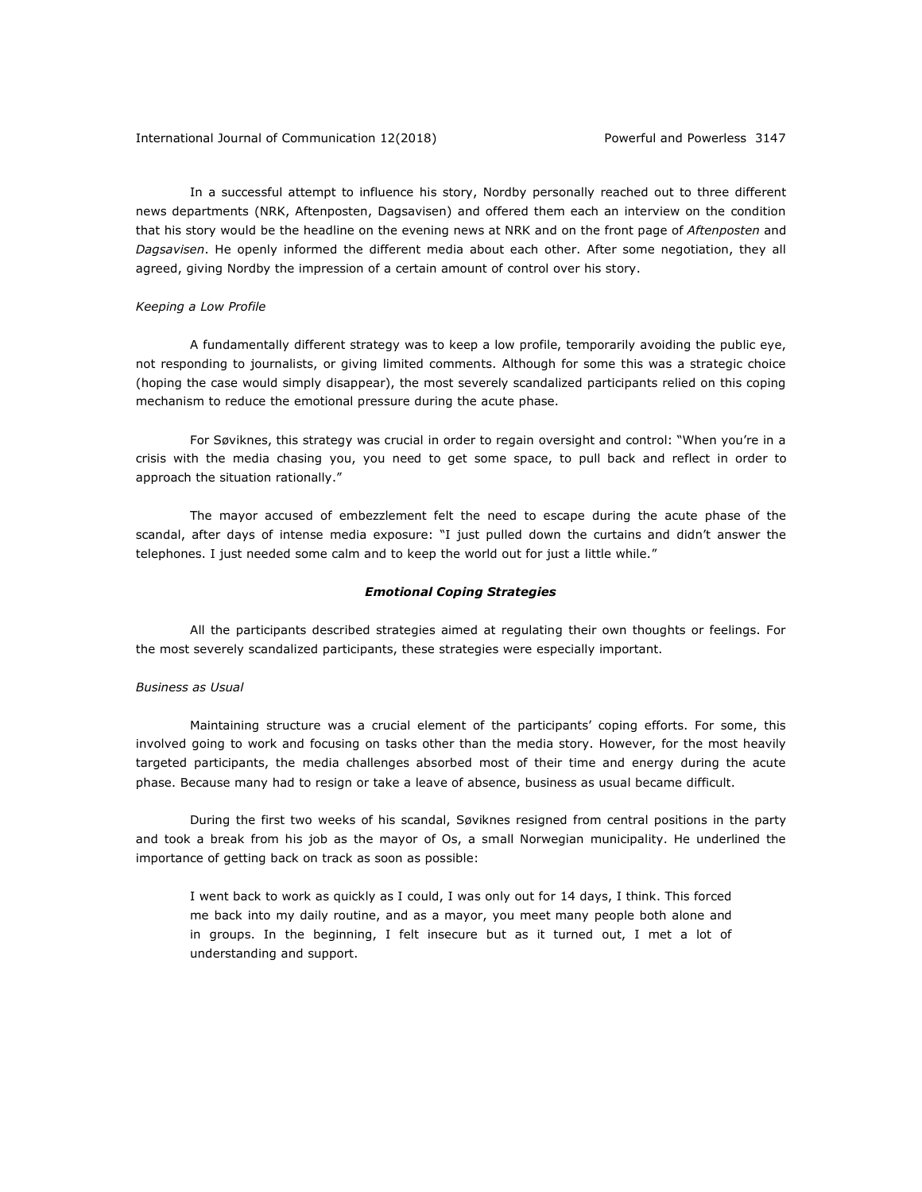In a successful attempt to influence his story, Nordby personally reached out to three different news departments (NRK, Aftenposten, Dagsavisen) and offered them each an interview on the condition that his story would be the headline on the evening news at NRK and on the front page of *Aftenposten* and *Dagsavisen*. He openly informed the different media about each other. After some negotiation, they all agreed, giving Nordby the impression of a certain amount of control over his story.

*Keeping a Low Profile*

A fundamentally different strategy was to keep a low profile, temporarily avoiding the public eye, not responding to journalists, or giving limited comments. Although for some this was a strategic choice (hoping the case would simply disappear), the most severely scandalized participants relied on this coping mechanism to reduce the emotional pressure during the acute phase.

For Søviknes, this strategy was crucial in order to regain oversight and control: "When you're in a crisis with the media chasing you, you need to get some space, to pull back and reflect in order to approach the situation rationally."

The mayor accused of embezzlement felt the need to escape during the acute phase of the scandal, after days of intense media exposure: "I just pulled down the curtains and didn't answer the telephones. I just needed some calm and to keep the world out for just a little while."

### ***Emotional Coping Strategies***

All the participants described strategies aimed at regulating their own thoughts or feelings. For the most severely scandalized participants, these strategies were especially important.

*Business as Usual*

Maintaining structure was a crucial element of the participants' coping efforts. For some, this involved going to work and focusing on tasks other than the media story. However, for the most heavily targeted participants, the media challenges absorbed most of their time and energy during the acute phase. Because many had to resign or take a leave of absence, business as usual became difficult.

During the first two weeks of his scandal, Søviknes resigned from central positions in the party and took a break from his job as the mayor of Os, a small Norwegian municipality. He underlined the importance of getting back on track as soon as possible:

> I went back to work as quickly as I could, I was only out for 14 days, I think. This forced me back into my daily routine, and as a mayor, you meet many people both alone and in groups. In the beginning, I felt insecure but as it turned out, I met a lot of understanding and support.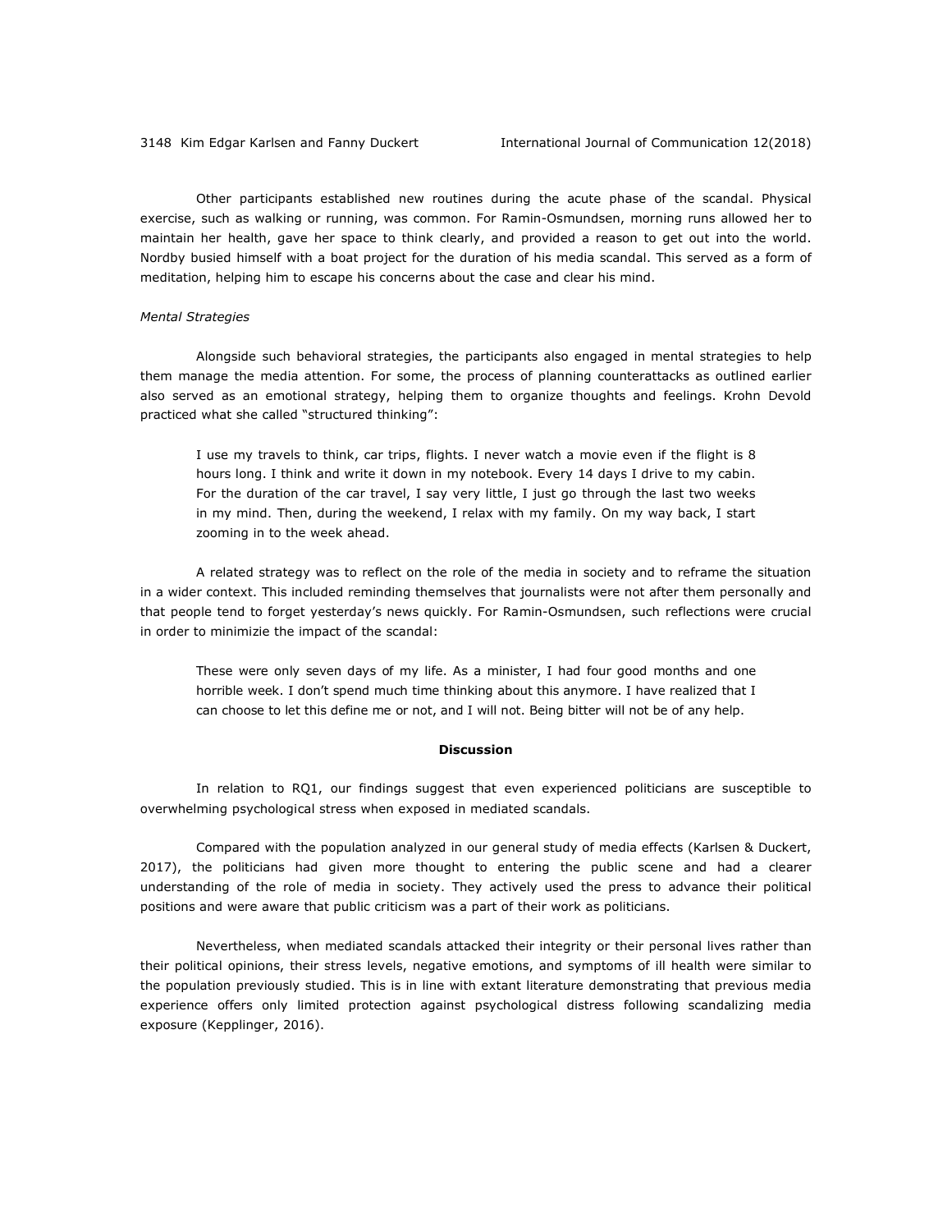Other participants established new routines during the acute phase of the scandal. Physical exercise, such as walking or running, was common. For Ramin-Osmundsen, morning runs allowed her to maintain her health, gave her space to think clearly, and provided a reason to get out into the world. Nordby busied himself with a boat project for the duration of his media scandal. This served as a form of meditation, helping him to escape his concerns about the case and clear his mind.

*Mental Strategies*

Alongside such behavioral strategies, the participants also engaged in mental strategies to help them manage the media attention. For some, the process of planning counterattacks as outlined earlier also served as an emotional strategy, helping them to organize thoughts and feelings. Krohn Devold practiced what she called "structured thinking":

> I use my travels to think, car trips, flights. I never watch a movie even if the flight is 8 hours long. I think and write it down in my notebook. Every 14 days I drive to my cabin. For the duration of the car travel, I say very little, I just go through the last two weeks in my mind. Then, during the weekend, I relax with my family. On my way back, I start zooming in to the week ahead.

A related strategy was to reflect on the role of the media in society and to reframe the situation in a wider context. This included reminding themselves that journalists were not after them personally and that people tend to forget yesterday's news quickly. For Ramin-Osmundsen, such reflections were crucial in order to minimizie the impact of the scandal:

> These were only seven days of my life. As a minister, I had four good months and one horrible week. I don't spend much time thinking about this anymore. I have realized that I can choose to let this define me or not, and I will not. Being bitter will not be of any help.

## Discussion

In relation to RQ1, our findings suggest that even experienced politicians are susceptible to overwhelming psychological stress when exposed in mediated scandals.

Compared with the population analyzed in our general study of media effects (Karlsen & Duckert, 2017), the politicians had given more thought to entering the public scene and had a clearer understanding of the role of media in society. They actively used the press to advance their political positions and were aware that public criticism was a part of their work as politicians.

Nevertheless, when mediated scandals attacked their integrity or their personal lives rather than their political opinions, their stress levels, negative emotions, and symptoms of ill health were similar to the population previously studied. This is in line with extant literature demonstrating that previous media experience offers only limited protection against psychological distress following scandalizing media exposure (Kepplinger, 2016).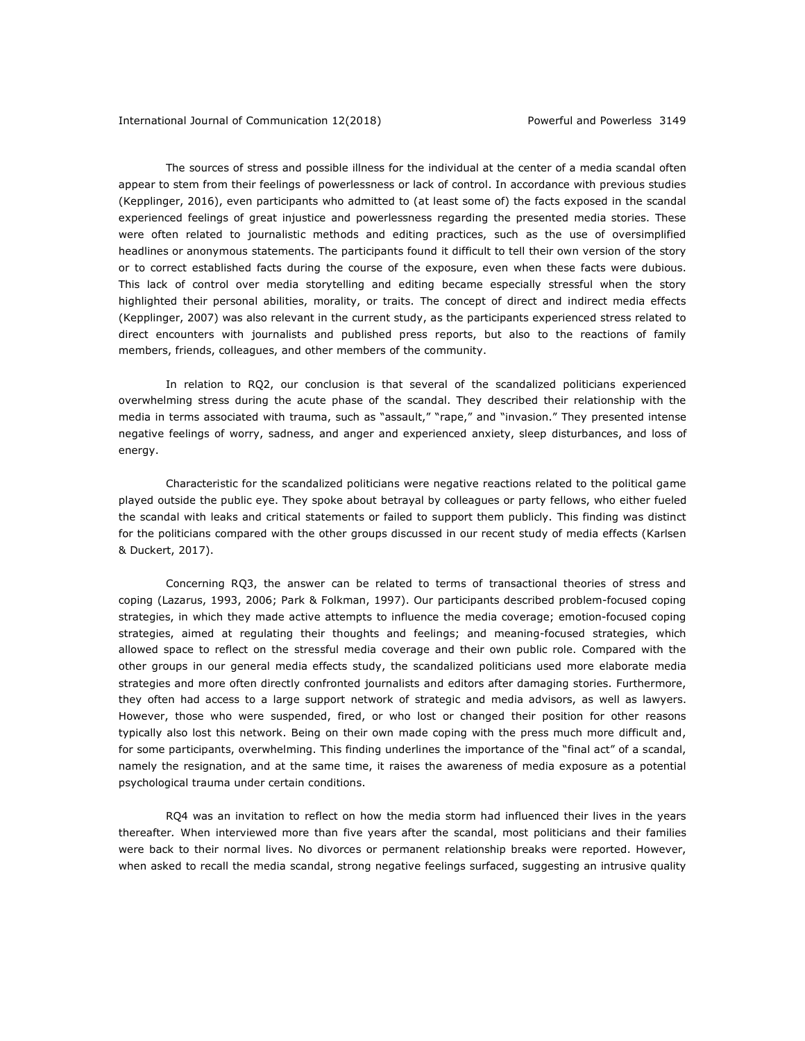The sources of stress and possible illness for the individual at the center of a media scandal often appear to stem from their feelings of powerlessness or lack of control. In accordance with previous studies (Kepplinger, 2016), even participants who admitted to (at least some of) the facts exposed in the scandal experienced feelings of great injustice and powerlessness regarding the presented media stories. These were often related to journalistic methods and editing practices, such as the use of oversimplified headlines or anonymous statements. The participants found it difficult to tell their own version of the story or to correct established facts during the course of the exposure, even when these facts were dubious. This lack of control over media storytelling and editing became especially stressful when the story highlighted their personal abilities, morality, or traits. The concept of direct and indirect media effects (Kepplinger, 2007) was also relevant in the current study, as the participants experienced stress related to direct encounters with journalists and published press reports, but also to the reactions of family members, friends, colleagues, and other members of the community.

In relation to RQ2, our conclusion is that several of the scandalized politicians experienced overwhelming stress during the acute phase of the scandal. They described their relationship with the media in terms associated with trauma, such as "assault," "rape," and "invasion." They presented intense negative feelings of worry, sadness, and anger and experienced anxiety, sleep disturbances, and loss of energy.

Characteristic for the scandalized politicians were negative reactions related to the political game played outside the public eye. They spoke about betrayal by colleagues or party fellows, who either fueled the scandal with leaks and critical statements or failed to support them publicly. This finding was distinct for the politicians compared with the other groups discussed in our recent study of media effects (Karlsen & Duckert, 2017).

Concerning RQ3, the answer can be related to terms of transactional theories of stress and coping (Lazarus, 1993, 2006; Park & Folkman, 1997). Our participants described problem-focused coping strategies, in which they made active attempts to influence the media coverage; emotion-focused coping strategies, aimed at regulating their thoughts and feelings; and meaning-focused strategies, which allowed space to reflect on the stressful media coverage and their own public role. Compared with the other groups in our general media effects study, the scandalized politicians used more elaborate media strategies and more often directly confronted journalists and editors after damaging stories. Furthermore, they often had access to a large support network of strategic and media advisors, as well as lawyers. However, those who were suspended, fired, or who lost or changed their position for other reasons typically also lost this network. Being on their own made coping with the press much more difficult and, for some participants, overwhelming. This finding underlines the importance of the "final act" of a scandal, namely the resignation, and at the same time, it raises the awareness of media exposure as a potential psychological trauma under certain conditions.

RQ4 was an invitation to reflect on how the media storm had influenced their lives in the years thereafter. When interviewed more than five years after the scandal, most politicians and their families were back to their normal lives. No divorces or permanent relationship breaks were reported. However, when asked to recall the media scandal, strong negative feelings surfaced, suggesting an intrusive quality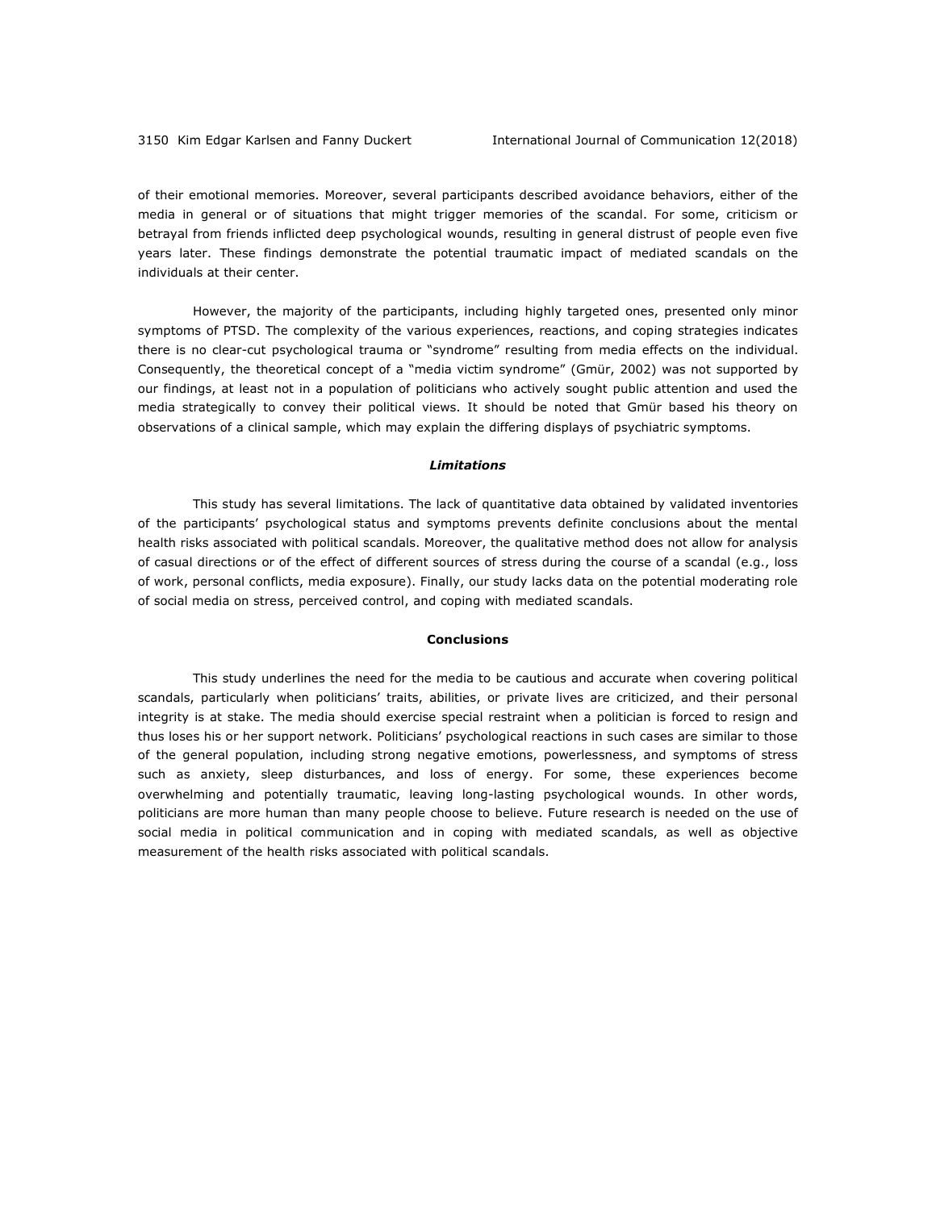of their emotional memories. Moreover, several participants described avoidance behaviors, either of the media in general or of situations that might trigger memories of the scandal. For some, criticism or betrayal from friends inflicted deep psychological wounds, resulting in general distrust of people even five years later. These findings demonstrate the potential traumatic impact of mediated scandals on the individuals at their center.

However, the majority of the participants, including highly targeted ones, presented only minor symptoms of PTSD. The complexity of the various experiences, reactions, and coping strategies indicates there is no clear-cut psychological trauma or "syndrome" resulting from media effects on the individual. Consequently, the theoretical concept of a "media victim syndrome" (Gmür, 2002) was not supported by our findings, at least not in a population of politicians who actively sought public attention and used the media strategically to convey their political views. It should be noted that Gmür based his theory on observations of a clinical sample, which may explain the differing displays of psychiatric symptoms.

### *Limitations*

This study has several limitations. The lack of quantitative data obtained by validated inventories of the participants' psychological status and symptoms prevents definite conclusions about the mental health risks associated with political scandals. Moreover, the qualitative method does not allow for analysis of casual directions or of the effect of different sources of stress during the course of a scandal (e.g., loss of work, personal conflicts, media exposure). Finally, our study lacks data on the potential moderating role of social media on stress, perceived control, and coping with mediated scandals.

## Conclusions

This study underlines the need for the media to be cautious and accurate when covering political scandals, particularly when politicians' traits, abilities, or private lives are criticized, and their personal integrity is at stake. The media should exercise special restraint when a politician is forced to resign and thus loses his or her support network. Politicians' psychological reactions in such cases are similar to those of the general population, including strong negative emotions, powerlessness, and symptoms of stress such as anxiety, sleep disturbances, and loss of energy. For some, these experiences become overwhelming and potentially traumatic, leaving long-lasting psychological wounds. In other words, politicians are more human than many people choose to believe. Future research is needed on the use of social media in political communication and in coping with mediated scandals, as well as objective measurement of the health risks associated with political scandals.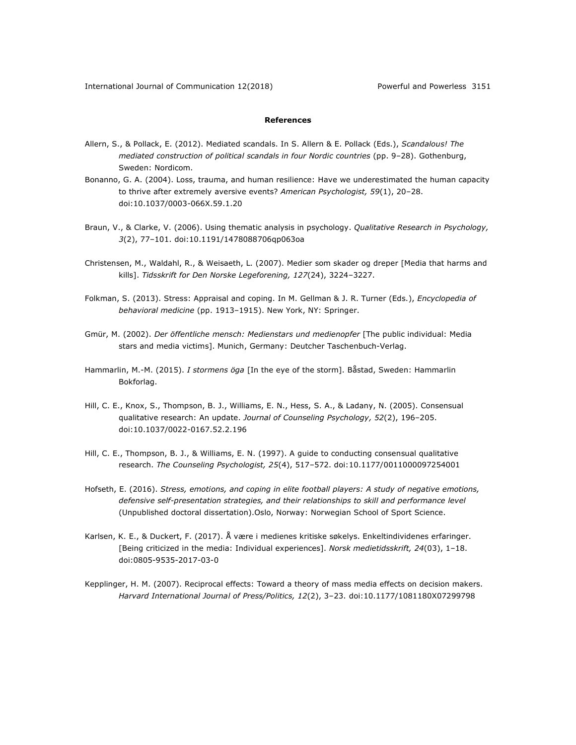**References**

Allern, S., & Pollack, E. (2012). Mediated scandals. In S. Allern & E. Pollack (Eds.), *Scandalous! The mediated construction of political scandals in four Nordic countries* (pp. 9–28). Gothenburg, Sweden: Nordicom.

Bonanno, G. A. (2004). Loss, trauma, and human resilience: Have we underestimated the human capacity to thrive after extremely aversive events? *American Psychologist, 59*(1), 20–28. doi:10.1037/0003-066X.59.1.20

Braun, V., & Clarke, V. (2006). Using thematic analysis in psychology. *Qualitative Research in Psychology, 3*(2), 77–101. doi:10.1191/1478088706qp063oa

Christensen, M., Waldahl, R., & Weisaeth, L. (2007). Medier som skader og dreper [Media that harms and kills]. *Tidsskrift for Den Norske Legeforening, 127*(24), 3224–3227.

Folkman, S. (2013). Stress: Appraisal and coping. In M. Gellman & J. R. Turner (Eds.), *Encyclopedia of behavioral medicine* (pp. 1913–1915). New York, NY: Springer.

Gmür, M. (2002). *Der öffentliche mensch: Medienstars und medienopfer* [The public individual: Media stars and media victims]. Munich, Germany: Deutcher Taschenbuch-Verlag.

Hammarlin, M.-M. (2015). *I stormens öga* [In the eye of the storm]. Båstad, Sweden: Hammarlin Bokforlag.

Hill, C. E., Knox, S., Thompson, B. J., Williams, E. N., Hess, S. A., & Ladany, N. (2005). Consensual qualitative research: An update. *Journal of Counseling Psychology, 52*(2), 196–205. doi:10.1037/0022-0167.52.2.196

Hill, C. E., Thompson, B. J., & Williams, E. N. (1997). A guide to conducting consensual qualitative research. *The Counseling Psychologist, 25*(4), 517–572. doi:10.1177/0011000097254001

Hofseth, E. (2016). *Stress, emotions, and coping in elite football players: A study of negative emotions, defensive self-presentation strategies, and their relationships to skill and performance level* (Unpublished doctoral dissertation).Oslo, Norway: Norwegian School of Sport Science.

Karlsen, K. E., & Duckert, F. (2017). Å være i medienes kritiske søkelys. Enkeltindividenes erfaringer. [Being criticized in the media: Individual experiences]. *Norsk medietidsskrift, 24*(03), 1–18. doi:0805-9535-2017-03-0

Kepplinger, H. M. (2007). Reciprocal effects: Toward a theory of mass media effects on decision makers. *Harvard International Journal of Press/Politics, 12*(2), 3–23. doi:10.1177/1081180X07299798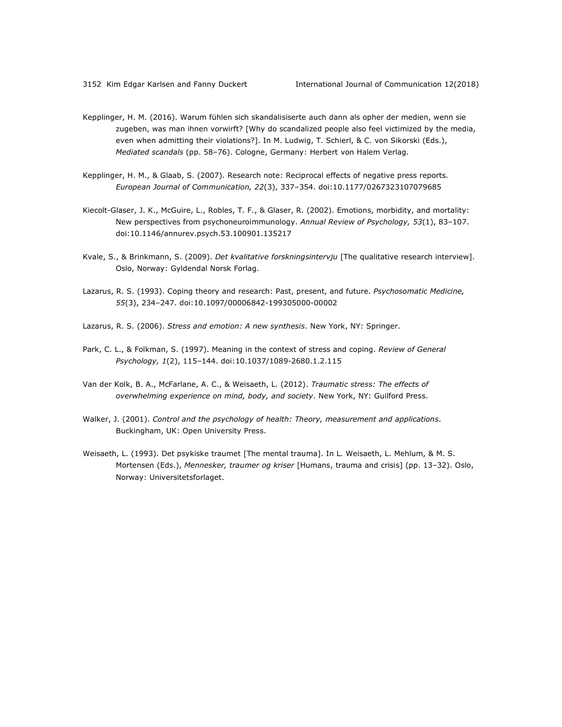Kepplinger, H. M. (2016). Warum fühlen sich skandalisiserte auch dann als opher der medien, wenn sie zugeben, was man ihnen vorwirft? [Why do scandalized people also feel victimized by the media, even when admitting their violations?]. In M. Ludwig, T. Schierl, & C. von Sikorski (Eds.), *Mediated scandals* (pp. 58–76). Cologne, Germany: Herbert von Halem Verlag.

Kepplinger, H. M., & Glaab, S. (2007). Research note: Reciprocal effects of negative press reports. *European Journal of Communication, 22*(3), 337–354. doi:10.1177/0267323107079685

Kiecolt-Glaser, J. K., McGuire, L., Robles, T. F., & Glaser, R. (2002). Emotions, morbidity, and mortality: New perspectives from psychoneuroimmunology. *Annual Review of Psychology, 53*(1), 83–107. doi:10.1146/annurev.psych.53.100901.135217

Kvale, S., & Brinkmann, S. (2009). *Det kvalitative forskningsintervju* [The qualitative research interview]. Oslo, Norway: Gyldendal Norsk Forlag.

Lazarus, R. S. (1993). Coping theory and research: Past, present, and future. *Psychosomatic Medicine, 55*(3), 234–247. doi:10.1097/00006842-199305000-00002

Lazarus, R. S. (2006). *Stress and emotion: A new synthesis*. New York, NY: Springer.

Park, C. L., & Folkman, S. (1997). Meaning in the context of stress and coping. *Review of General Psychology, 1*(2), 115–144. doi:10.1037/1089-2680.1.2.115

Van der Kolk, B. A., McFarlane, A. C., & Weisaeth, L. (2012). *Traumatic stress: The effects of overwhelming experience on mind, body, and society*. New York, NY: Guilford Press.

Walker, J. (2001). *Control and the psychology of health: Theory, measurement and applications*. Buckingham, UK: Open University Press.

Weisaeth, L. (1993). Det psykiske traumet [The mental trauma]. In L. Weisaeth, L. Mehlum, & M. S. Mortensen (Eds.), *Mennesker, traumer og kriser* [Humans, trauma and crisis] (pp. 13–32). Oslo, Norway: Universitetsforlaget.